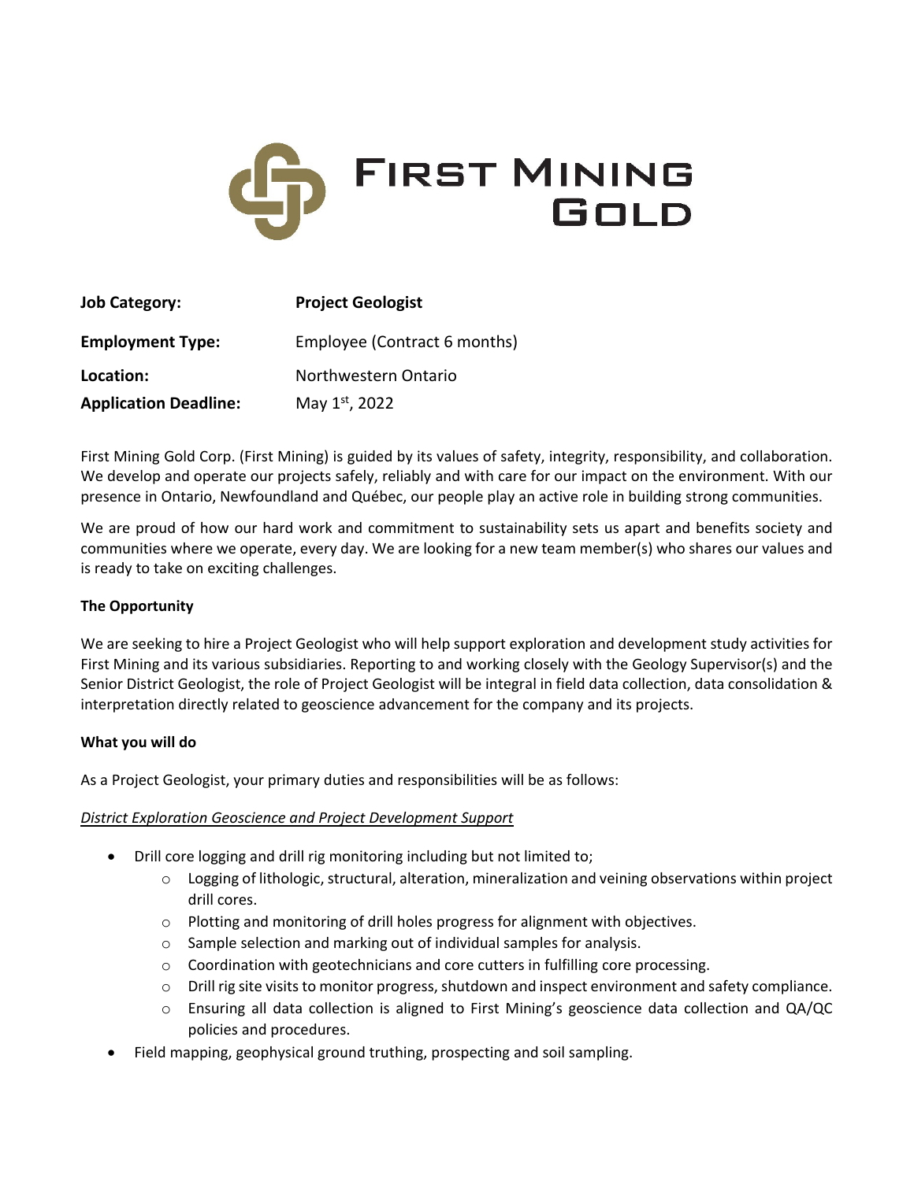# FIRST MINING GOLD

| | |
|---|---|
| **Job Category:** | **Project Geologist** |
| **Employment Type:** | Employee (Contract 6 months) |
| **Location:** | Northwestern Ontario |
| **Application Deadline:** | May 1st, 2022 |

First Mining Gold Corp. (First Mining) is guided by its values of safety, integrity, responsibility, and collaboration. We develop and operate our projects safely, reliably and with care for our impact on the environment. With our presence in Ontario, Newfoundland and Québec, our people play an active role in building strong communities.

We are proud of how our hard work and commitment to sustainability sets us apart and benefits society and communities where we operate, every day. We are looking for a new team member(s) who shares our values and is ready to take on exciting challenges.

**The Opportunity**

We are seeking to hire a Project Geologist who will help support exploration and development study activities for First Mining and its various subsidiaries. Reporting to and working closely with the Geology Supervisor(s) and the Senior District Geologist, the role of Project Geologist will be integral in field data collection, data consolidation & interpretation directly related to geoscience advancement for the company and its projects.

**What you will do**

As a Project Geologist, your primary duties and responsibilities will be as follows:

*District Exploration Geoscience and Project Development Support*

- Drill core logging and drill rig monitoring including but not limited to;
  - Logging of lithologic, structural, alteration, mineralization and veining observations within project drill cores.
  - Plotting and monitoring of drill holes progress for alignment with objectives.
  - Sample selection and marking out of individual samples for analysis.
  - Coordination with geotechnicians and core cutters in fulfilling core processing.
  - Drill rig site visits to monitor progress, shutdown and inspect environment and safety compliance.
  - Ensuring all data collection is aligned to First Mining's geoscience data collection and QA/QC policies and procedures.
- Field mapping, geophysical ground truthing, prospecting and soil sampling.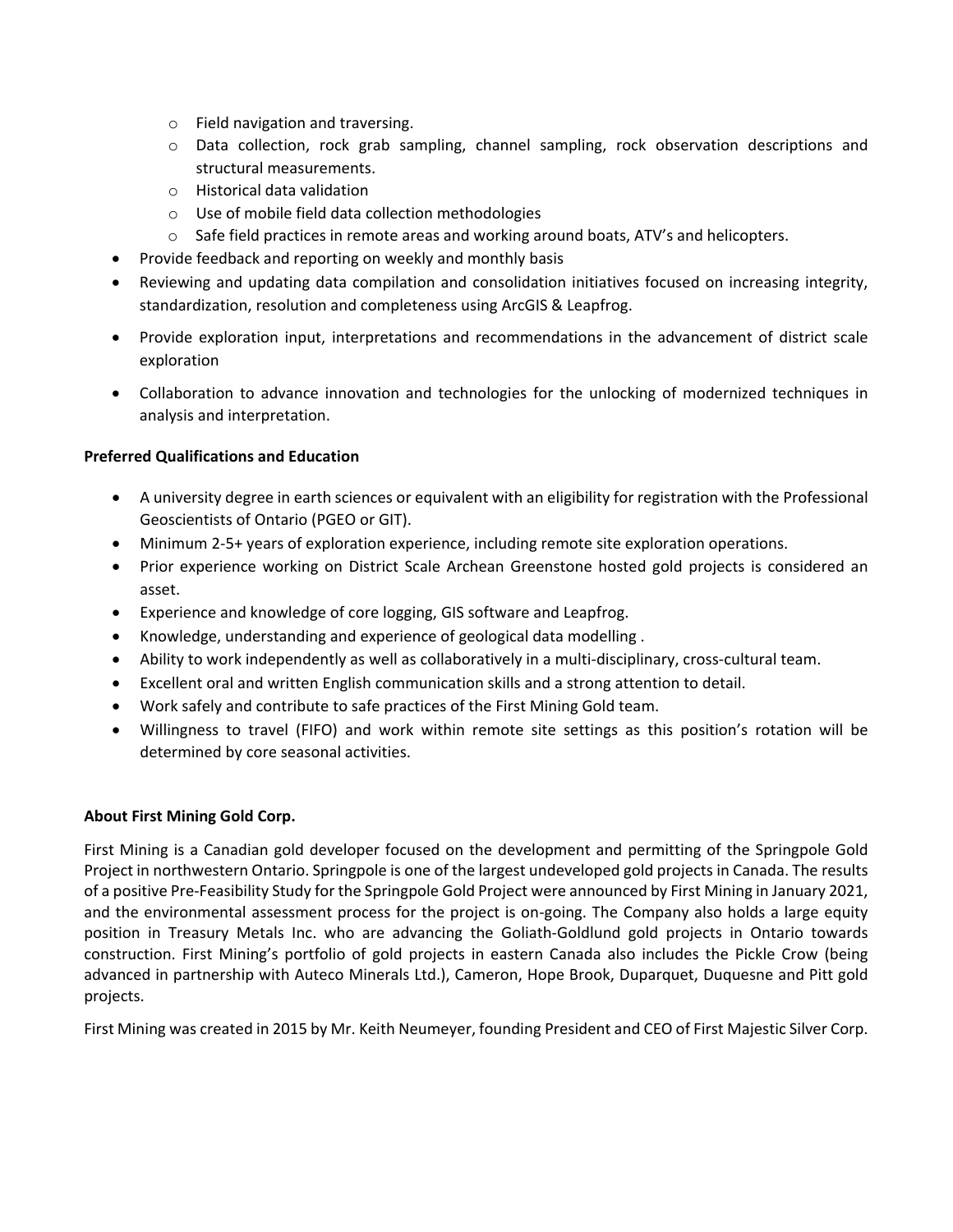- Field navigation and traversing.
    - Data collection, rock grab sampling, channel sampling, rock observation descriptions and structural measurements.
    - Historical data validation
    - Use of mobile field data collection methodologies
    - Safe field practices in remote areas and working around boats, ATV's and helicopters.
- Provide feedback and reporting on weekly and monthly basis
- Reviewing and updating data compilation and consolidation initiatives focused on increasing integrity, standardization, resolution and completeness using ArcGIS & Leapfrog.
- Provide exploration input, interpretations and recommendations in the advancement of district scale exploration
- Collaboration to advance innovation and technologies for the unlocking of modernized techniques in analysis and interpretation.

**Preferred Qualifications and Education**

- A university degree in earth sciences or equivalent with an eligibility for registration with the Professional Geoscientists of Ontario (PGEO or GIT).
- Minimum 2-5+ years of exploration experience, including remote site exploration operations.
- Prior experience working on District Scale Archean Greenstone hosted gold projects is considered an asset.
- Experience and knowledge of core logging, GIS software and Leapfrog.
- Knowledge, understanding and experience of geological data modelling .
- Ability to work independently as well as collaboratively in a multi-disciplinary, cross-cultural team.
- Excellent oral and written English communication skills and a strong attention to detail.
- Work safely and contribute to safe practices of the First Mining Gold team.
- Willingness to travel (FIFO) and work within remote site settings as this position's rotation will be determined by core seasonal activities.

**About First Mining Gold Corp.**

First Mining is a Canadian gold developer focused on the development and permitting of the Springpole Gold Project in northwestern Ontario. Springpole is one of the largest undeveloped gold projects in Canada. The results of a positive Pre-Feasibility Study for the Springpole Gold Project were announced by First Mining in January 2021, and the environmental assessment process for the project is on-going. The Company also holds a large equity position in Treasury Metals Inc. who are advancing the Goliath-Goldlund gold projects in Ontario towards construction. First Mining's portfolio of gold projects in eastern Canada also includes the Pickle Crow (being advanced in partnership with Auteco Minerals Ltd.), Cameron, Hope Brook, Duparquet, Duquesne and Pitt gold projects.

First Mining was created in 2015 by Mr. Keith Neumeyer, founding President and CEO of First Majestic Silver Corp.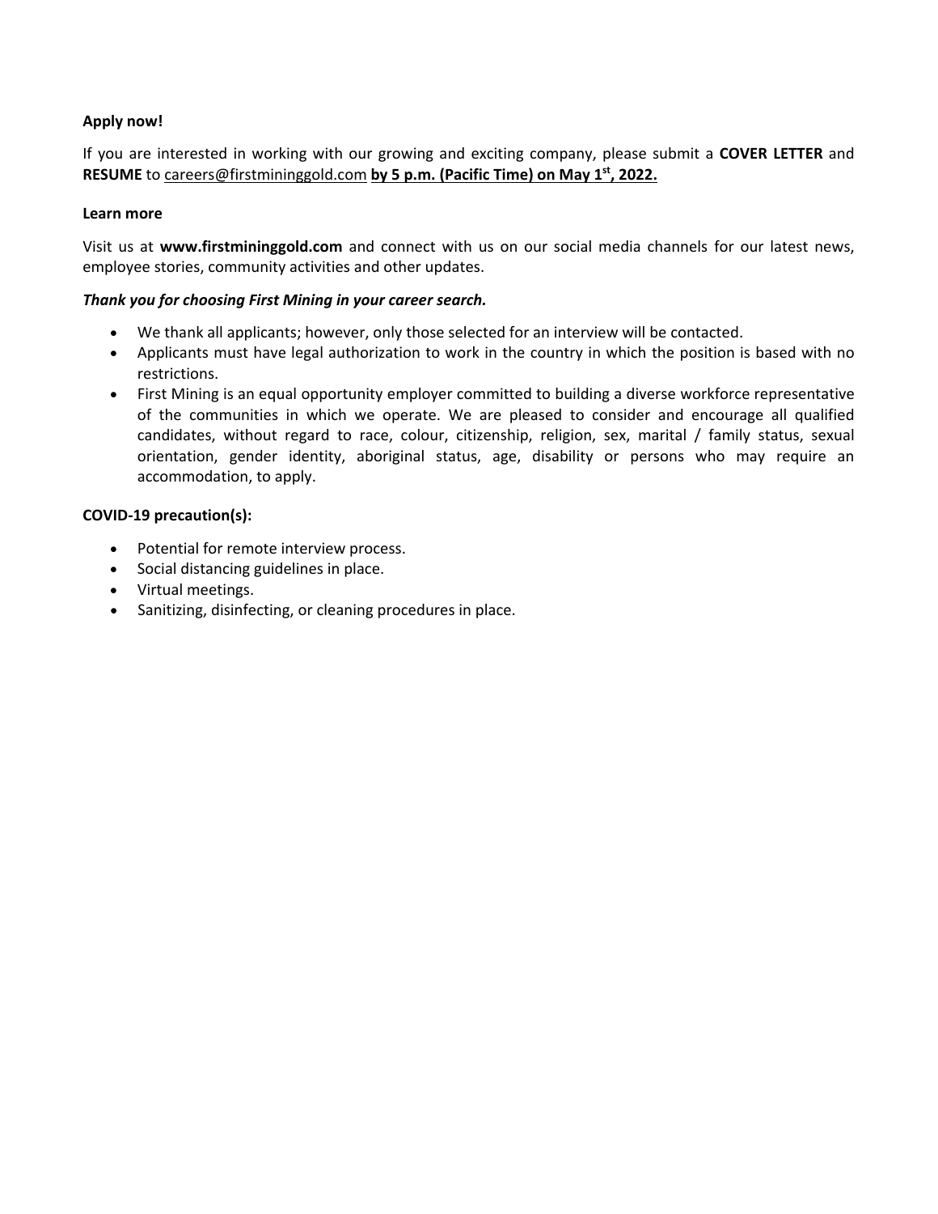**Apply now!**

If you are interested in working with our growing and exciting company, please submit a **COVER LETTER** and **RESUME** to careers@firstmininggold.com **by 5 p.m. (Pacific Time) on May 1st, 2022.**

**Learn more**

Visit us at **www.firstmininggold.com** and connect with us on our social media channels for our latest news, employee stories, community activities and other updates.

***Thank you for choosing First Mining in your career search.***

- We thank all applicants; however, only those selected for an interview will be contacted.
- Applicants must have legal authorization to work in the country in which the position is based with no restrictions.
- First Mining is an equal opportunity employer committed to building a diverse workforce representative of the communities in which we operate. We are pleased to consider and encourage all qualified candidates, without regard to race, colour, citizenship, religion, sex, marital / family status, sexual orientation, gender identity, aboriginal status, age, disability or persons who may require an accommodation, to apply.

**COVID-19 precaution(s):**

- Potential for remote interview process.
- Social distancing guidelines in place.
- Virtual meetings.
- Sanitizing, disinfecting, or cleaning procedures in place.